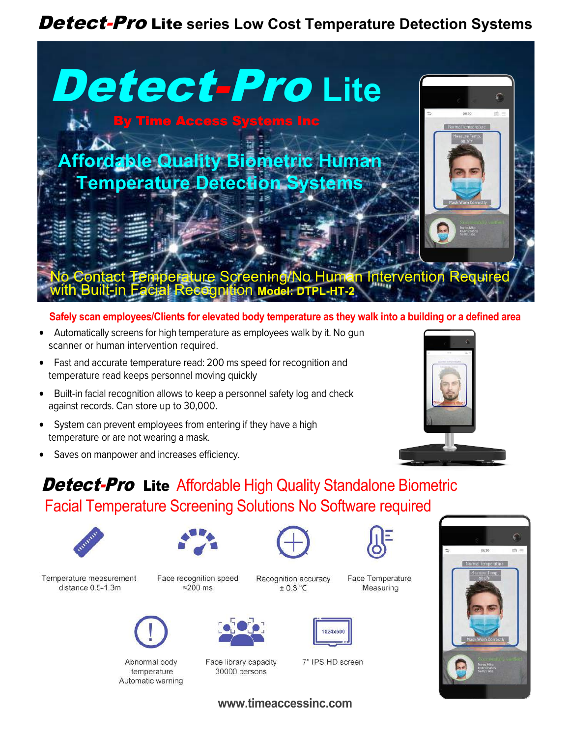# Detect-Pro Lite series Low Cost Temperature Detection Systems

## Detect-Pro Lite

**By Time Access Systems Inc**

## Affordable Quality Biometric Human Temperature Detection Systems

No Contact Temperature Screening/No Human Intervention Required with Built-in Facial Recognition **Model: DTPL-HT-2**

**Safely scan employees/Clients for elevated body temperature as they walk into a building or a defined area**

- Automatically screens for high temperature as employees walk by it. No gun scanner or human intervention required.
- Fast and accurate temperature read: 200 ms speed for recognition and temperature read keeps personnel moving quickly
- Built-in facial recognition allows to keep a personnel safety log and check against records. Can store up to 30,000.
- System can prevent employees from entering if they have a high temperature or are not wearing a mask.
- Saves on manpower and increases efficiency.

## Detect-Pro Lite Affordable High Quality Standalone Biometric Facial Temperature Screening Solutions No Software required

- Temperature measurement distance 0.5-1.3m
- Face recognition speed ≈200 ms
- Recognition accuracy ± 0.3 °C
- Face Temperature Measuring
- Abnormal body temperature Automatic warning
- Face library capacity 30000 persons
- 7" IPS HD screen

www.timeaccessinc.com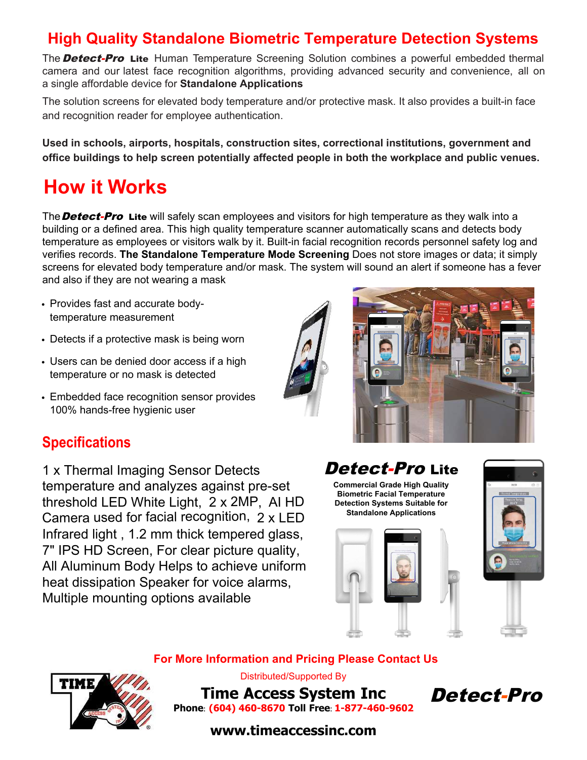# High Quality Standalone Biometric Temperature Detection Systems

The ***Detect-Pro* Lite** Human Temperature Screening Solution combines a powerful embedded thermal camera and our latest face recognition algorithms, providing advanced security and convenience, all on a single affordable device for **Standalone Applications**

The solution screens for elevated body temperature and/or protective mask. It also provides a built-in face and recognition reader for employee authentication.

**Used in schools, airports, hospitals, construction sites, correctional institutions, government and office buildings to help screen potentially affected people in both the workplace and public venues.**

# How it Works

The ***Detect-Pro* Lite** will safely scan employees and visitors for high temperature as they walk into a building or a defined area. This high quality temperature scanner automatically scans and detects body temperature as employees or visitors walk by it. Built-in facial recognition records personnel safety log and verifies records. **The Standalone Temperature Mode Screening** Does not store images or data; it simply screens for elevated body temperature and/or mask. The system will sound an alert if someone has a fever and also if they are not wearing a mask

- Provides fast and accurate body-temperature measurement
- Detects if a protective mask is being worn
- Users can be denied door access if a high temperature or no mask is detected
- Embedded face recognition sensor provides 100% hands-free hygienic user

## Specifications

1 x Thermal Imaging Sensor Detects temperature and analyzes against pre-set threshold LED White Light, 2 x 2MP, AI HD Camera used for facial recognition, 2 x LED Infrared light , 1.2 mm thick tempered glass, 7" IPS HD Screen, For clear picture quality, All Aluminum Body Helps to achieve uniform heat dissipation Speaker for voice alarms, Multiple mounting options available

***Detect-Pro* Lite**

**Commercial Grade High Quality Biometric Facial Temperature Detection Systems Suitable for Standalone Applications**

**For More Information and Pricing Please Contact Us**

Distributed/Supported By

**Time Access System Inc**

**Phone: (604) 460-8670 Toll Free: 1-877-460-9602**

***Detect-Pro***

**www.timeaccessinc.com**